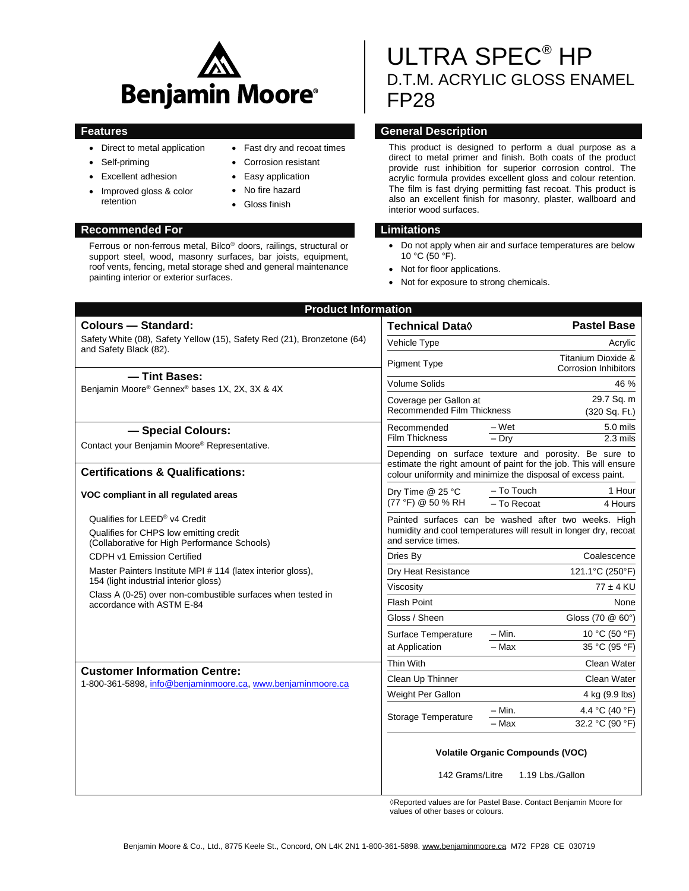Benjamin Moore®

# ULTRA SPEC® HP
## D.T.M. ACRYLIC GLOSS ENAMEL
## FP28

## Features

- Direct to metal application
- Self-priming
- Excellent adhesion
- Improved gloss & color retention
- Fast dry and recoat times
- Corrosion resistant
- Easy application
- No fire hazard
- Gloss finish

## General Description

This product is designed to perform a dual purpose as a direct to metal primer and finish. Both coats of the product provide rust inhibition for superior corrosion control. The acrylic formula provides excellent gloss and colour retention. The film is fast drying permitting fast recoat. This product is also an excellent finish for masonry, plaster, wallboard and interior wood surfaces.

## Recommended For

Ferrous or non-ferrous metal, Bilco® doors, railings, structural or support steel, wood, masonry surfaces, bar joists, equipment, roof vents, fencing, metal storage shed and general maintenance painting interior or exterior surfaces.

## Limitations

- Do not apply when air and surface temperatures are below 10 °C (50 °F).
- Not for floor applications.
- Not for exposure to strong chemicals.

## Product Information

### Colours — Standard:

Safety White (08), Safety Yellow (15), Safety Red (21), Bronzetone (64) and Safety Black (82).

### — Tint Bases:

Benjamin Moore® Gennex® bases 1X, 2X, 3X & 4X

### — Special Colours:

Contact your Benjamin Moore® Representative.

### Certifications & Qualifications:

**VOC compliant in all regulated areas**

Qualifies for LEED® v4 Credit

Qualifies for CHPS low emitting credit (Collaborative for High Performance Schools)

CDPH v1 Emission Certified

Master Painters Institute MPI # 114 (latex interior gloss), 154 (light industrial interior gloss)

Class A (0-25) over non-combustible surfaces when tested in accordance with ASTM E-84

### Customer Information Centre:

1-800-361-5898, info@benjaminmoore.ca, www.benjaminmoore.ca

| Technical Data◊ | | Pastel Base |
|---|---|---|
| Vehicle Type | | Acrylic |
| Pigment Type | | Titanium Dioxide & Corrosion Inhibitors |
| Volume Solids | | 46 % |
| Coverage per Gallon at Recommended Film Thickness | | 29.7 Sq. m (320 Sq. Ft.) |
| Recommended Film Thickness | – Wet | 5.0 mils |
| | – Dry | 2.3 mils |
| Depending on surface texture and porosity. Be sure to estimate the right amount of paint for the job. This will ensure colour uniformity and minimize the disposal of excess paint. | | |
| Dry Time @ 25 °C (77 °F) @ 50 % RH | – To Touch | 1 Hour |
| | – To Recoat | 4 Hours |
| Painted surfaces can be washed after two weeks. High humidity and cool temperatures will result in longer dry, recoat and service times. | | |
| Dries By | | Coalescence |
| Dry Heat Resistance | | 121.1°C (250°F) |
| Viscosity | | 77 ± 4 KU |
| Flash Point | | None |
| Gloss / Sheen | | Gloss (70 @ 60°) |
| Surface Temperature at Application | – Min. | 10 °C (50 °F) |
| | – Max | 35 °C (95 °F) |
| Thin With | | Clean Water |
| Clean Up Thinner | | Clean Water |
| Weight Per Gallon | | 4 kg (9.9 lbs) |
| Storage Temperature | – Min. | 4.4 °C (40 °F) |
| | – Max | 32.2 °C (90 °F) |

**Volatile Organic Compounds (VOC)**

142 Grams/Litre 1.19 Lbs./Gallon

◊Reported values are for Pastel Base. Contact Benjamin Moore for values of other bases or colours.

Benjamin Moore & Co., Ltd., 8775 Keele St., Concord, ON L4K 2N1 1-800-361-5898. www.benjaminmoore.ca M72 FP28 CE 030719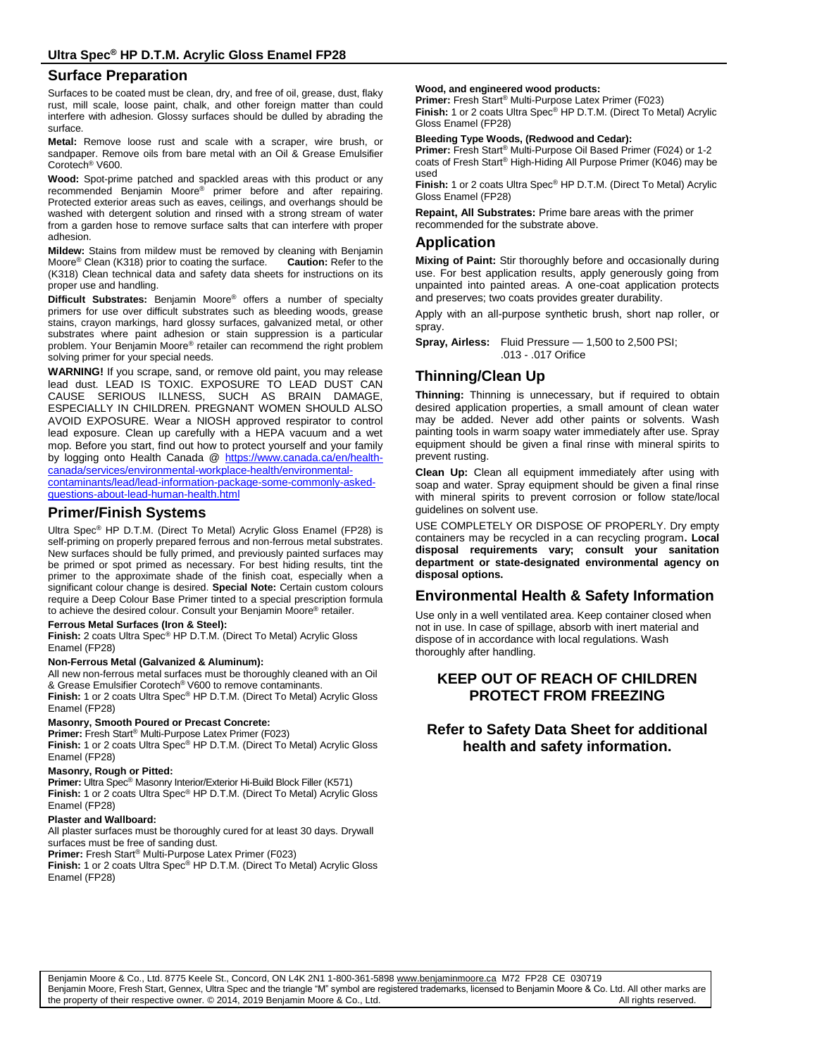## Ultra Spec® HP D.T.M. Acrylic Gloss Enamel FP28

## Surface Preparation

Surfaces to be coated must be clean, dry, and free of oil, grease, dust, flaky rust, mill scale, loose paint, chalk, and other foreign matter than could interfere with adhesion. Glossy surfaces should be dulled by abrading the surface.

**Metal:** Remove loose rust and scale with a scraper, wire brush, or sandpaper. Remove oils from bare metal with an Oil & Grease Emulsifier Corotech® V600.

**Wood:** Spot-prime patched and spackled areas with this product or any recommended Benjamin Moore® primer before and after repairing. Protected exterior areas such as eaves, ceilings, and overhangs should be washed with detergent solution and rinsed with a strong stream of water from a garden hose to remove surface salts that can interfere with proper adhesion.

**Mildew:** Stains from mildew must be removed by cleaning with Benjamin Moore® Clean (K318) prior to coating the surface. **Caution:** Refer to the (K318) Clean technical data and safety data sheets for instructions on its proper use and handling.

**Difficult Substrates:** Benjamin Moore® offers a number of specialty primers for use over difficult substrates such as bleeding woods, grease stains, crayon markings, hard glossy surfaces, galvanized metal, or other substrates where paint adhesion or stain suppression is a particular problem. Your Benjamin Moore® retailer can recommend the right problem solving primer for your special needs.

**WARNING!** If you scrape, sand, or remove old paint, you may release lead dust. LEAD IS TOXIC. EXPOSURE TO LEAD DUST CAN CAUSE SERIOUS ILLNESS, SUCH AS BRAIN DAMAGE, ESPECIALLY IN CHILDREN. PREGNANT WOMEN SHOULD ALSO AVOID EXPOSURE. Wear a NIOSH approved respirator to control lead exposure. Clean up carefully with a HEPA vacuum and a wet mop. Before you start, find out how to protect yourself and your family by logging onto Health Canada @ https://www.canada.ca/en/health-canada/services/environmental-workplace-health/environmental-contaminants/lead/lead-information-package-some-commonly-asked-questions-about-lead-human-health.html

## Primer/Finish Systems

Ultra Spec® HP D.T.M. (Direct To Metal) Acrylic Gloss Enamel (FP28) is self-priming on properly prepared ferrous and non-ferrous metal substrates. New surfaces should be fully primed, and previously painted surfaces may be primed or spot primed as necessary. For best hiding results, tint the primer to the approximate shade of the finish coat, especially when a significant colour change is desired. **Special Note:** Certain custom colours require a Deep Colour Base Primer tinted to a special prescription formula to achieve the desired colour. Consult your Benjamin Moore® retailer.

**Ferrous Metal Surfaces (Iron & Steel):**
**Finish:** 2 coats Ultra Spec® HP D.T.M. (Direct To Metal) Acrylic Gloss Enamel (FP28)

**Non-Ferrous Metal (Galvanized & Aluminum):**
All new non-ferrous metal surfaces must be thoroughly cleaned with an Oil & Grease Emulsifier Corotech® V600 to remove contaminants.
**Finish:** 1 or 2 coats Ultra Spec® HP D.T.M. (Direct To Metal) Acrylic Gloss Enamel (FP28)

**Masonry, Smooth Poured or Precast Concrete:**
**Primer:** Fresh Start® Multi-Purpose Latex Primer (F023)
**Finish:** 1 or 2 coats Ultra Spec® HP D.T.M. (Direct To Metal) Acrylic Gloss Enamel (FP28)

**Masonry, Rough or Pitted:**
**Primer:** Ultra Spec® Masonry Interior/Exterior Hi-Build Block Filler (K571)
**Finish:** 1 or 2 coats Ultra Spec® HP D.T.M. (Direct To Metal) Acrylic Gloss Enamel (FP28)

**Plaster and Wallboard:**
All plaster surfaces must be thoroughly cured for at least 30 days. Drywall surfaces must be free of sanding dust.
**Primer:** Fresh Start® Multi-Purpose Latex Primer (F023)
**Finish:** 1 or 2 coats Ultra Spec® HP D.T.M. (Direct To Metal) Acrylic Gloss Enamel (FP28)

**Wood, and engineered wood products:**
**Primer:** Fresh Start® Multi-Purpose Latex Primer (F023)
**Finish:** 1 or 2 coats Ultra Spec® HP D.T.M. (Direct To Metal) Acrylic Gloss Enamel (FP28)

**Bleeding Type Woods, (Redwood and Cedar):**
**Primer:** Fresh Start® Multi-Purpose Oil Based Primer (F024) or 1-2 coats of Fresh Start® High-Hiding All Purpose Primer (K046) may be used
**Finish:** 1 or 2 coats Ultra Spec® HP D.T.M. (Direct To Metal) Acrylic Gloss Enamel (FP28)

**Repaint, All Substrates:** Prime bare areas with the primer recommended for the substrate above.

## Application

**Mixing of Paint:** Stir thoroughly before and occasionally during use. For best application results, apply generously going from unpainted into painted areas. A one-coat application protects and preserves; two coats provides greater durability.

Apply with an all-purpose synthetic brush, short nap roller, or spray.

**Spray, Airless:** Fluid Pressure — 1,500 to 2,500 PSI; .013 - .017 Orifice

## Thinning/Clean Up

**Thinning:** Thinning is unnecessary, but if required to obtain desired application properties, a small amount of clean water may be added. Never add other paints or solvents. Wash painting tools in warm soapy water immediately after use. Spray equipment should be given a final rinse with mineral spirits to prevent rusting.

**Clean Up:** Clean all equipment immediately after using with soap and water. Spray equipment should be given a final rinse with mineral spirits to prevent corrosion or follow state/local guidelines on solvent use.

USE COMPLETELY OR DISPOSE OF PROPERLY. Dry empty containers may be recycled in a can recycling program**. Local disposal requirements vary; consult your sanitation department or state-designated environmental agency on disposal options.**

## Environmental Health & Safety Information

Use only in a well ventilated area. Keep container closed when not in use. In case of spillage, absorb with inert material and dispose of in accordance with local regulations. Wash thoroughly after handling.

**KEEP OUT OF REACH OF CHILDREN**
**PROTECT FROM FREEZING**

**Refer to Safety Data Sheet for additional health and safety information.**

Benjamin Moore & Co., Ltd. 8775 Keele St., Concord, ON L4K 2N1 1-800-361-5898 www.benjaminmoore.ca M72 FP28 CE 030719
Benjamin Moore, Fresh Start, Gennex, Ultra Spec and the triangle "M" symbol are registered trademarks, licensed to Benjamin Moore & Co. Ltd. All other marks are the property of their respective owner. © 2014, 2019 Benjamin Moore & Co., Ltd. All rights reserved.